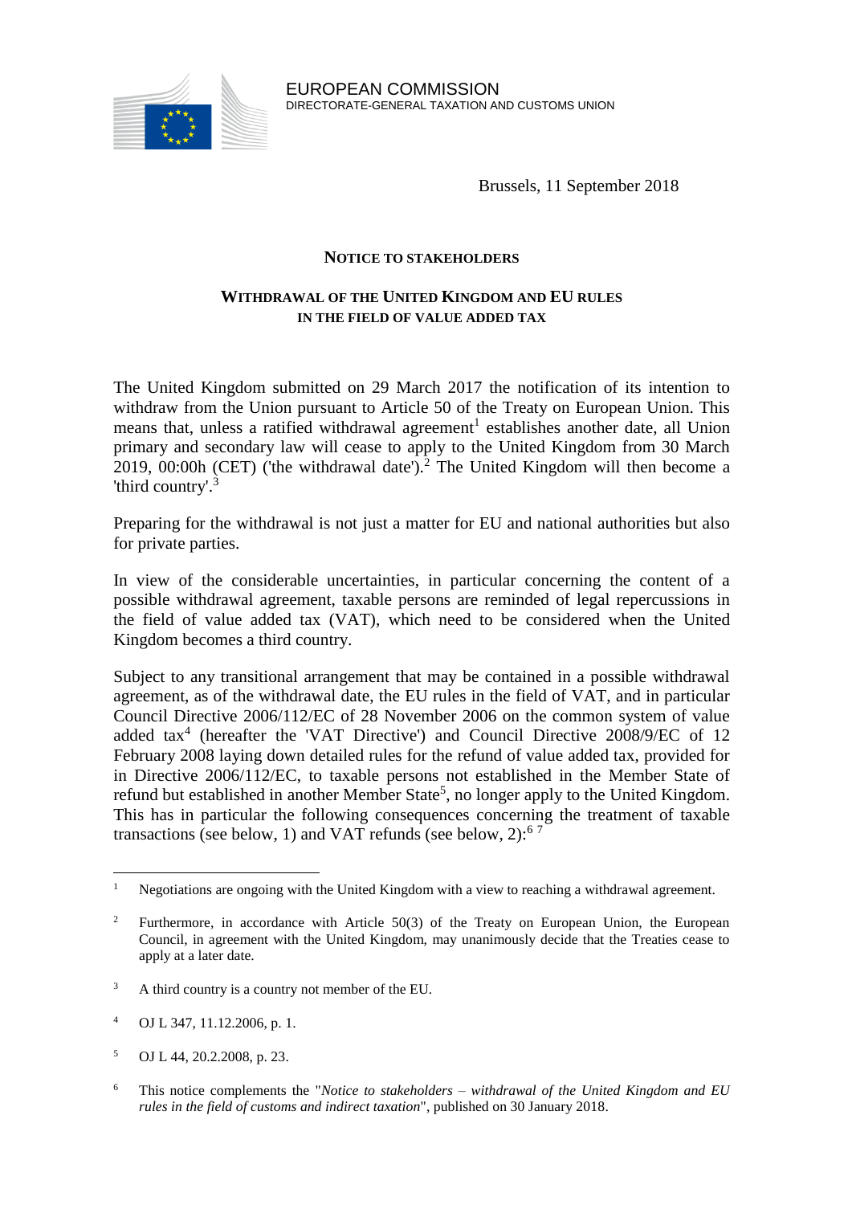EUROPEAN COMMISSION
DIRECTORATE-GENERAL TAXATION AND CUSTOMS UNION

Brussels, 11 September 2018

**NOTICE TO STAKEHOLDERS**

**WITHDRAWAL OF THE UNITED KINGDOM AND EU RULES IN THE FIELD OF VALUE ADDED TAX**

The United Kingdom submitted on 29 March 2017 the notification of its intention to withdraw from the Union pursuant to Article 50 of the Treaty on European Union. This means that, unless a ratified withdrawal agreement[1] establishes another date, all Union primary and secondary law will cease to apply to the United Kingdom from 30 March 2019, 00:00h (CET) ('the withdrawal date').[2] The United Kingdom will then become a 'third country'.[3]

Preparing for the withdrawal is not just a matter for EU and national authorities but also for private parties.

In view of the considerable uncertainties, in particular concerning the content of a possible withdrawal agreement, taxable persons are reminded of legal repercussions in the field of value added tax (VAT), which need to be considered when the United Kingdom becomes a third country.

Subject to any transitional arrangement that may be contained in a possible withdrawal agreement, as of the withdrawal date, the EU rules in the field of VAT, and in particular Council Directive 2006/112/EC of 28 November 2006 on the common system of value added tax[4] (hereafter the 'VAT Directive') and Council Directive 2008/9/EC of 12 February 2008 laying down detailed rules for the refund of value added tax, provided for in Directive 2006/112/EC, to taxable persons not established in the Member State of refund but established in another Member State[5], no longer apply to the United Kingdom. This has in particular the following consequences concerning the treatment of taxable transactions (see below, 1) and VAT refunds (see below, 2):[6] [7]

---

[1] Negotiations are ongoing with the United Kingdom with a view to reaching a withdrawal agreement.

[2] Furthermore, in accordance with Article 50(3) of the Treaty on European Union, the European Council, in agreement with the United Kingdom, may unanimously decide that the Treaties cease to apply at a later date.

[3] A third country is a country not member of the EU.

[4] OJ L 347, 11.12.2006, p. 1.

[5] OJ L 44, 20.2.2008, p. 23.

[6] This notice complements the "*Notice to stakeholders – withdrawal of the United Kingdom and EU rules in the field of customs and indirect taxation*", published on 30 January 2018.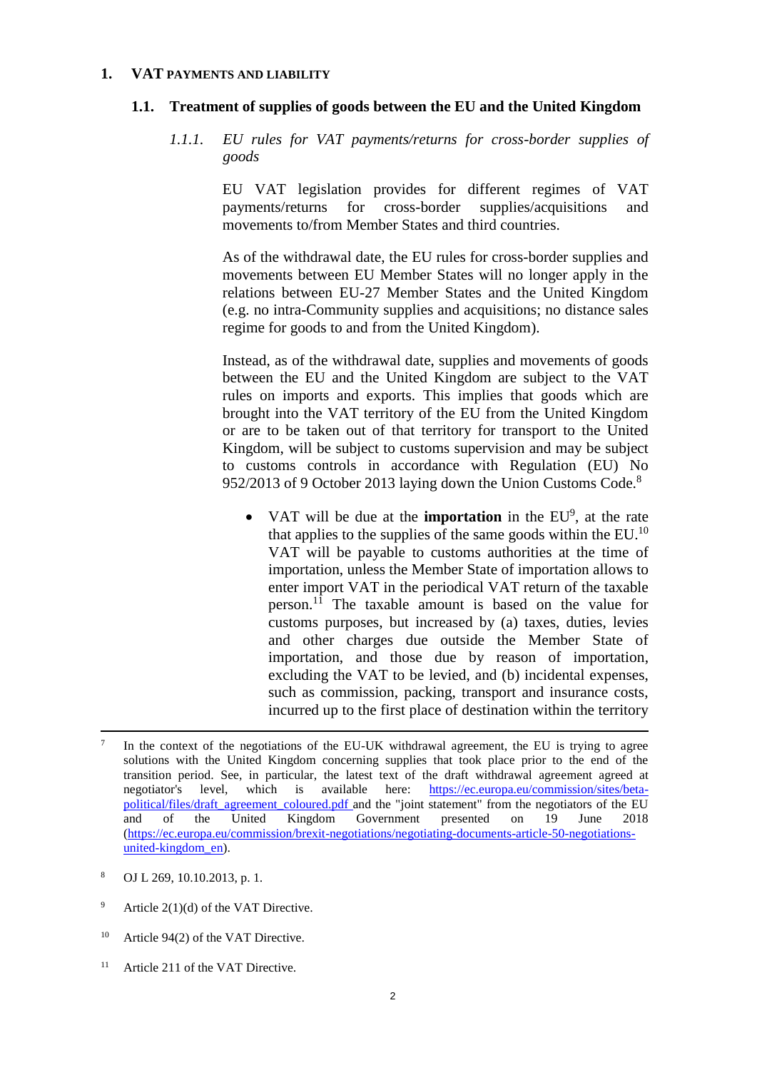## 1. VAT PAYMENTS AND LIABILITY

### 1.1. Treatment of supplies of goods between the EU and the United Kingdom

#### *1.1.1. EU rules for VAT payments/returns for cross-border supplies of goods*

EU VAT legislation provides for different regimes of VAT payments/returns for cross-border supplies/acquisitions and movements to/from Member States and third countries.

As of the withdrawal date, the EU rules for cross-border supplies and movements between EU Member States will no longer apply in the relations between EU-27 Member States and the United Kingdom (e.g. no intra-Community supplies and acquisitions; no distance sales regime for goods to and from the United Kingdom).

Instead, as of the withdrawal date, supplies and movements of goods between the EU and the United Kingdom are subject to the VAT rules on imports and exports. This implies that goods which are brought into the VAT territory of the EU from the United Kingdom or are to be taken out of that territory for transport to the United Kingdom, will be subject to customs supervision and may be subject to customs controls in accordance with Regulation (EU) No 952/2013 of 9 October 2013 laying down the Union Customs Code.[8]

- VAT will be due at the **importation** in the EU[9], at the rate that applies to the supplies of the same goods within the EU.[10] VAT will be payable to customs authorities at the time of importation, unless the Member State of importation allows to enter import VAT in the periodical VAT return of the taxable person.[11] The taxable amount is based on the value for customs purposes, but increased by (a) taxes, duties, levies and other charges due outside the Member State of importation, and those due by reason of importation, excluding the VAT to be levied, and (b) incidental expenses, such as commission, packing, transport and insurance costs, incurred up to the first place of destination within the territory

---

[7] In the context of the negotiations of the EU-UK withdrawal agreement, the EU is trying to agree solutions with the United Kingdom concerning supplies that took place prior to the end of the transition period. See, in particular, the latest text of the draft withdrawal agreement agreed at negotiator's level, which is available here: https://ec.europa.eu/commission/sites/beta-political/files/draft_agreement_coloured.pdf and the "joint statement" from the negotiators of the EU and of the United Kingdom Government presented on 19 June 2018 (https://ec.europa.eu/commission/brexit-negotiations/negotiating-documents-article-50-negotiations-united-kingdom_en).

[8] OJ L 269, 10.10.2013, p. 1.

[9] Article 2(1)(d) of the VAT Directive.

[10] Article 94(2) of the VAT Directive.

[11] Article 211 of the VAT Directive.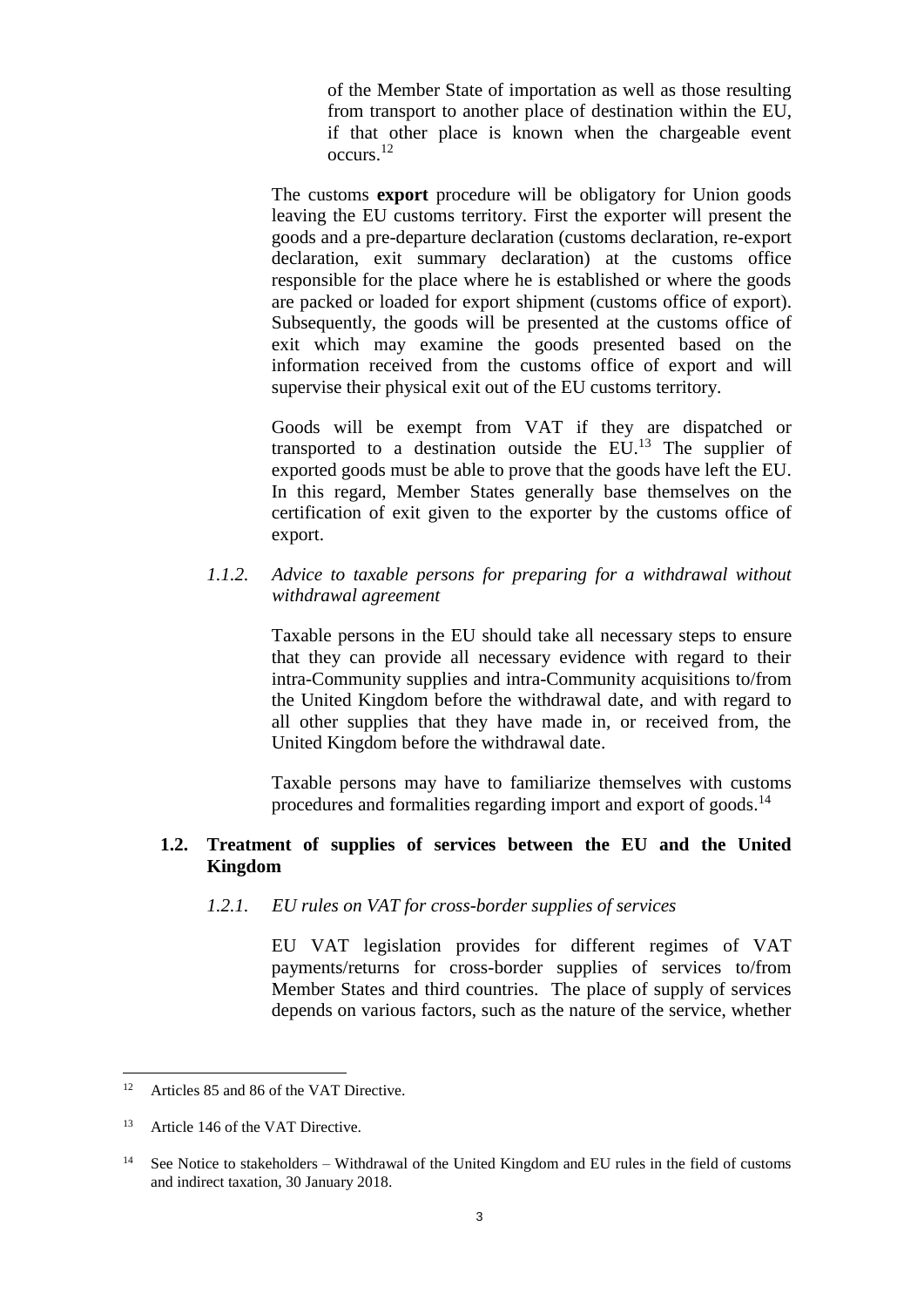of the Member State of importation as well as those resulting from transport to another place of destination within the EU, if that other place is known when the chargeable event occurs.[12]

The customs **export** procedure will be obligatory for Union goods leaving the EU customs territory. First the exporter will present the goods and a pre-departure declaration (customs declaration, re-export declaration, exit summary declaration) at the customs office responsible for the place where he is established or where the goods are packed or loaded for export shipment (customs office of export). Subsequently, the goods will be presented at the customs office of exit which may examine the goods presented based on the information received from the customs office of export and will supervise their physical exit out of the EU customs territory.

Goods will be exempt from VAT if they are dispatched or transported to a destination outside the EU.[13] The supplier of exported goods must be able to prove that the goods have left the EU. In this regard, Member States generally base themselves on the certification of exit given to the exporter by the customs office of export.

#### *1.1.2. Advice to taxable persons for preparing for a withdrawal without withdrawal agreement*

Taxable persons in the EU should take all necessary steps to ensure that they can provide all necessary evidence with regard to their intra-Community supplies and intra-Community acquisitions to/from the United Kingdom before the withdrawal date, and with regard to all other supplies that they have made in, or received from, the United Kingdom before the withdrawal date.

Taxable persons may have to familiarize themselves with customs procedures and formalities regarding import and export of goods.[14]

### 1.2. Treatment of supplies of services between the EU and the United Kingdom

#### *1.2.1. EU rules on VAT for cross-border supplies of services*

EU VAT legislation provides for different regimes of VAT payments/returns for cross-border supplies of services to/from Member States and third countries. The place of supply of services depends on various factors, such as the nature of the service, whether

---

[12] Articles 85 and 86 of the VAT Directive.

[13] Article 146 of the VAT Directive.

[14] See Notice to stakeholders – Withdrawal of the United Kingdom and EU rules in the field of customs and indirect taxation, 30 January 2018.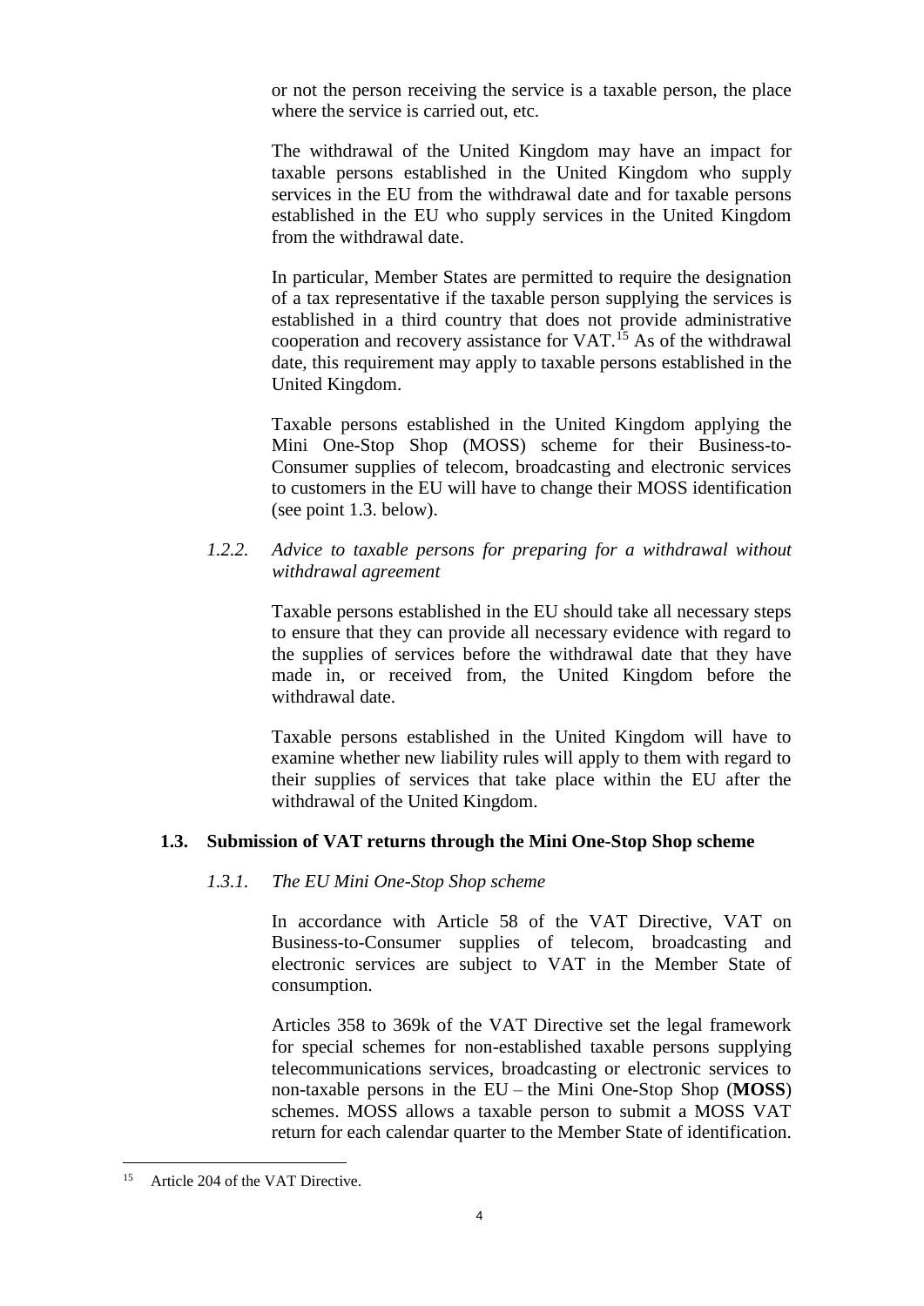or not the person receiving the service is a taxable person, the place where the service is carried out, etc.

The withdrawal of the United Kingdom may have an impact for taxable persons established in the United Kingdom who supply services in the EU from the withdrawal date and for taxable persons established in the EU who supply services in the United Kingdom from the withdrawal date.

In particular, Member States are permitted to require the designation of a tax representative if the taxable person supplying the services is established in a third country that does not provide administrative cooperation and recovery assistance for VAT.[15] As of the withdrawal date, this requirement may apply to taxable persons established in the United Kingdom.

Taxable persons established in the United Kingdom applying the Mini One-Stop Shop (MOSS) scheme for their Business-to-Consumer supplies of telecom, broadcasting and electronic services to customers in the EU will have to change their MOSS identification (see point 1.3. below).

#### *1.2.2. Advice to taxable persons for preparing for a withdrawal without withdrawal agreement*

Taxable persons established in the EU should take all necessary steps to ensure that they can provide all necessary evidence with regard to the supplies of services before the withdrawal date that they have made in, or received from, the United Kingdom before the withdrawal date.

Taxable persons established in the United Kingdom will have to examine whether new liability rules will apply to them with regard to their supplies of services that take place within the EU after the withdrawal of the United Kingdom.

### **1.3. Submission of VAT returns through the Mini One-Stop Shop scheme**

#### *1.3.1. The EU Mini One-Stop Shop scheme*

In accordance with Article 58 of the VAT Directive, VAT on Business-to-Consumer supplies of telecom, broadcasting and electronic services are subject to VAT in the Member State of consumption.

Articles 358 to 369k of the VAT Directive set the legal framework for special schemes for non-established taxable persons supplying telecommunications services, broadcasting or electronic services to non-taxable persons in the EU – the Mini One-Stop Shop (**MOSS**) schemes. MOSS allows a taxable person to submit a MOSS VAT return for each calendar quarter to the Member State of identification.

---

[15] Article 204 of the VAT Directive.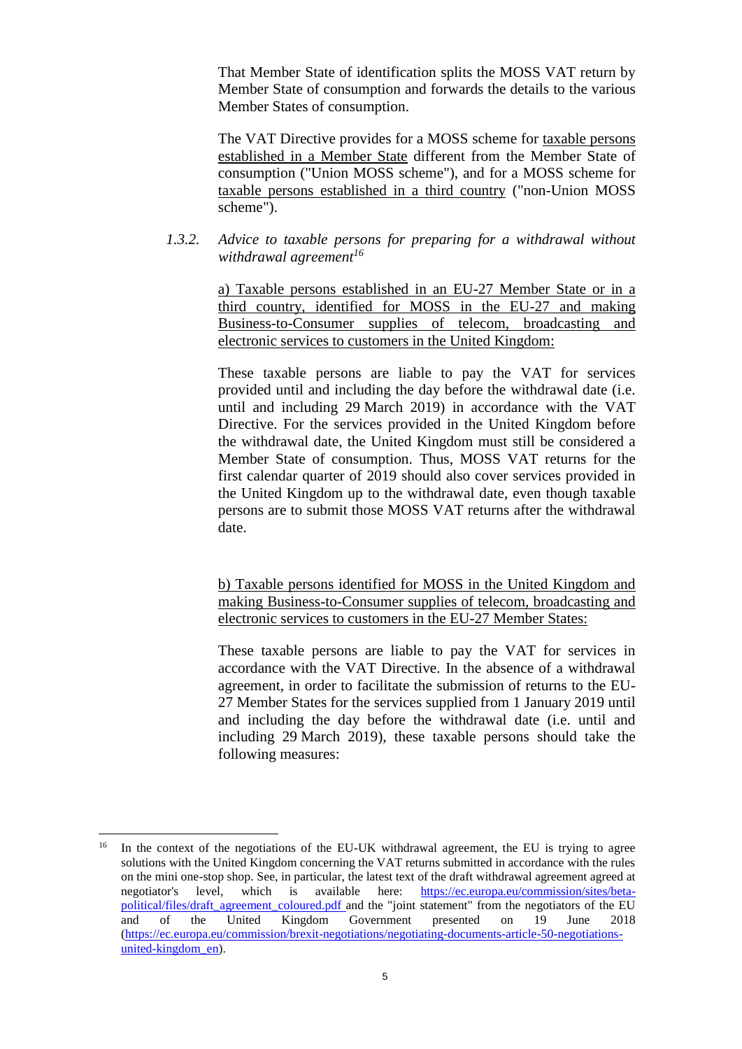That Member State of identification splits the MOSS VAT return by Member State of consumption and forwards the details to the various Member States of consumption.

The VAT Directive provides for a MOSS scheme for taxable persons established in a Member State different from the Member State of consumption ("Union MOSS scheme"), and for a MOSS scheme for taxable persons established in a third country ("non-Union MOSS scheme").

### 1.3.2. *Advice to taxable persons for preparing for a withdrawal without withdrawal agreement*[16]

a) Taxable persons established in an EU-27 Member State or in a third country, identified for MOSS in the EU-27 and making Business-to-Consumer supplies of telecom, broadcasting and electronic services to customers in the United Kingdom:

These taxable persons are liable to pay the VAT for services provided until and including the day before the withdrawal date (i.e. until and including 29 March 2019) in accordance with the VAT Directive. For the services provided in the United Kingdom before the withdrawal date, the United Kingdom must still be considered a Member State of consumption. Thus, MOSS VAT returns for the first calendar quarter of 2019 should also cover services provided in the United Kingdom up to the withdrawal date, even though taxable persons are to submit those MOSS VAT returns after the withdrawal date.

b) Taxable persons identified for MOSS in the United Kingdom and making Business-to-Consumer supplies of telecom, broadcasting and electronic services to customers in the EU-27 Member States:

These taxable persons are liable to pay the VAT for services in accordance with the VAT Directive. In the absence of a withdrawal agreement, in order to facilitate the submission of returns to the EU-27 Member States for the services supplied from 1 January 2019 until and including the day before the withdrawal date (i.e. until and including 29 March 2019), these taxable persons should take the following measures:

---

[16] In the context of the negotiations of the EU-UK withdrawal agreement, the EU is trying to agree solutions with the United Kingdom concerning the VAT returns submitted in accordance with the rules on the mini one-stop shop. See, in particular, the latest text of the draft withdrawal agreement agreed at negotiator's level, which is available here: https://ec.europa.eu/commission/sites/beta-political/files/draft_agreement_coloured.pdf and the "joint statement" from the negotiators of the EU and of the United Kingdom Government presented on 19 June 2018 (https://ec.europa.eu/commission/brexit-negotiations/negotiating-documents-article-50-negotiations-united-kingdom_en).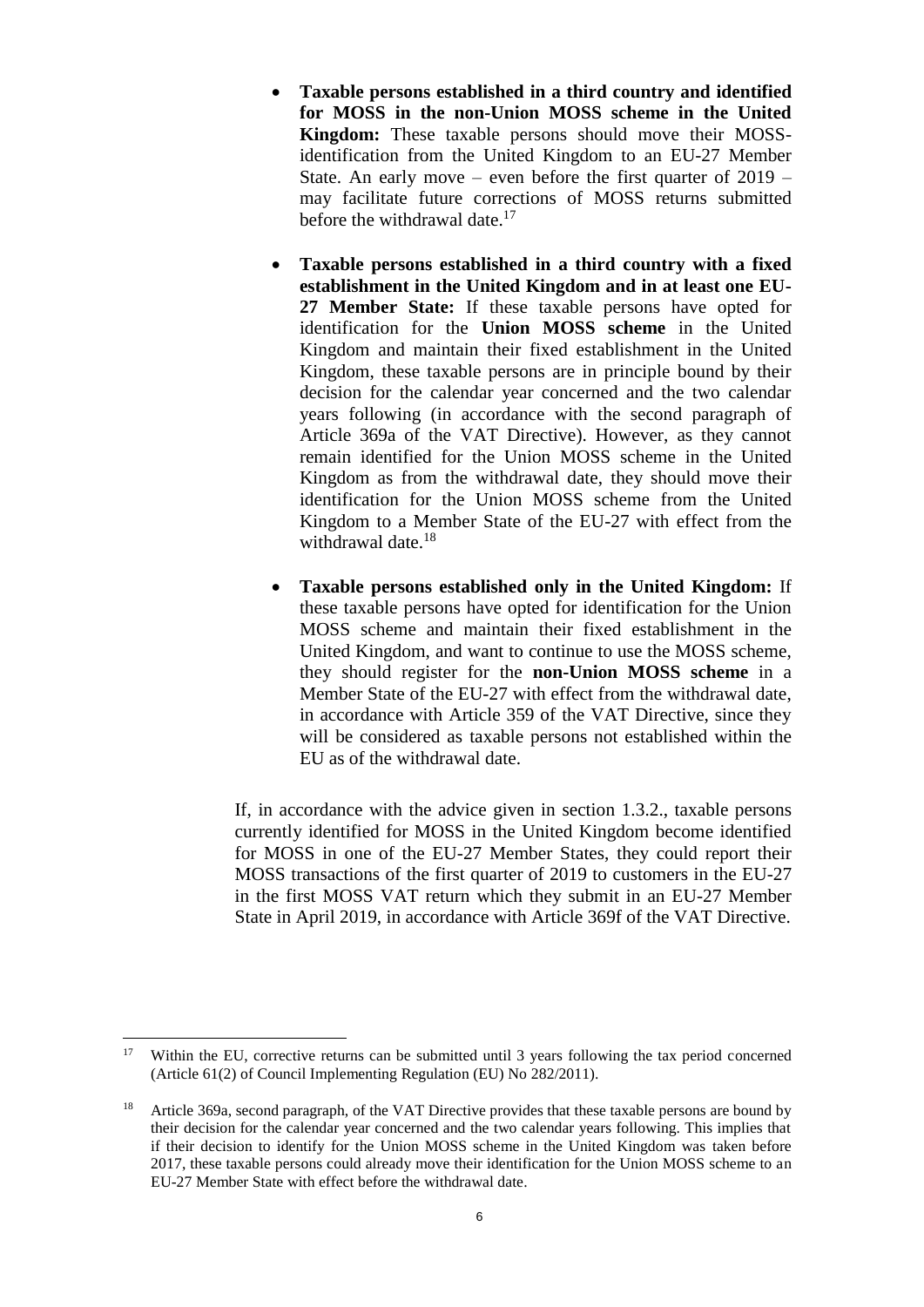- **Taxable persons established in a third country and identified for MOSS in the non-Union MOSS scheme in the United Kingdom:** These taxable persons should move their MOSS-identification from the United Kingdom to an EU-27 Member State. An early move – even before the first quarter of 2019 – may facilitate future corrections of MOSS returns submitted before the withdrawal date.[17]

- **Taxable persons established in a third country with a fixed establishment in the United Kingdom and in at least one EU-27 Member State:** If these taxable persons have opted for identification for the **Union MOSS scheme** in the United Kingdom and maintain their fixed establishment in the United Kingdom, these taxable persons are in principle bound by their decision for the calendar year concerned and the two calendar years following (in accordance with the second paragraph of Article 369a of the VAT Directive). However, as they cannot remain identified for the Union MOSS scheme in the United Kingdom as from the withdrawal date, they should move their identification for the Union MOSS scheme from the United Kingdom to a Member State of the EU-27 with effect from the withdrawal date.[18]

- **Taxable persons established only in the United Kingdom:** If these taxable persons have opted for identification for the Union MOSS scheme and maintain their fixed establishment in the United Kingdom, and want to continue to use the MOSS scheme, they should register for the **non-Union MOSS scheme** in a Member State of the EU-27 with effect from the withdrawal date, in accordance with Article 359 of the VAT Directive, since they will be considered as taxable persons not established within the EU as of the withdrawal date.

If, in accordance with the advice given in section 1.3.2., taxable persons currently identified for MOSS in the United Kingdom become identified for MOSS in one of the EU-27 Member States, they could report their MOSS transactions of the first quarter of 2019 to customers in the EU-27 in the first MOSS VAT return which they submit in an EU-27 Member State in April 2019, in accordance with Article 369f of the VAT Directive.

---

[17] Within the EU, corrective returns can be submitted until 3 years following the tax period concerned (Article 61(2) of Council Implementing Regulation (EU) No 282/2011).

[18] Article 369a, second paragraph, of the VAT Directive provides that these taxable persons are bound by their decision for the calendar year concerned and the two calendar years following. This implies that if their decision to identify for the Union MOSS scheme in the United Kingdom was taken before 2017, these taxable persons could already move their identification for the Union MOSS scheme to an EU-27 Member State with effect before the withdrawal date.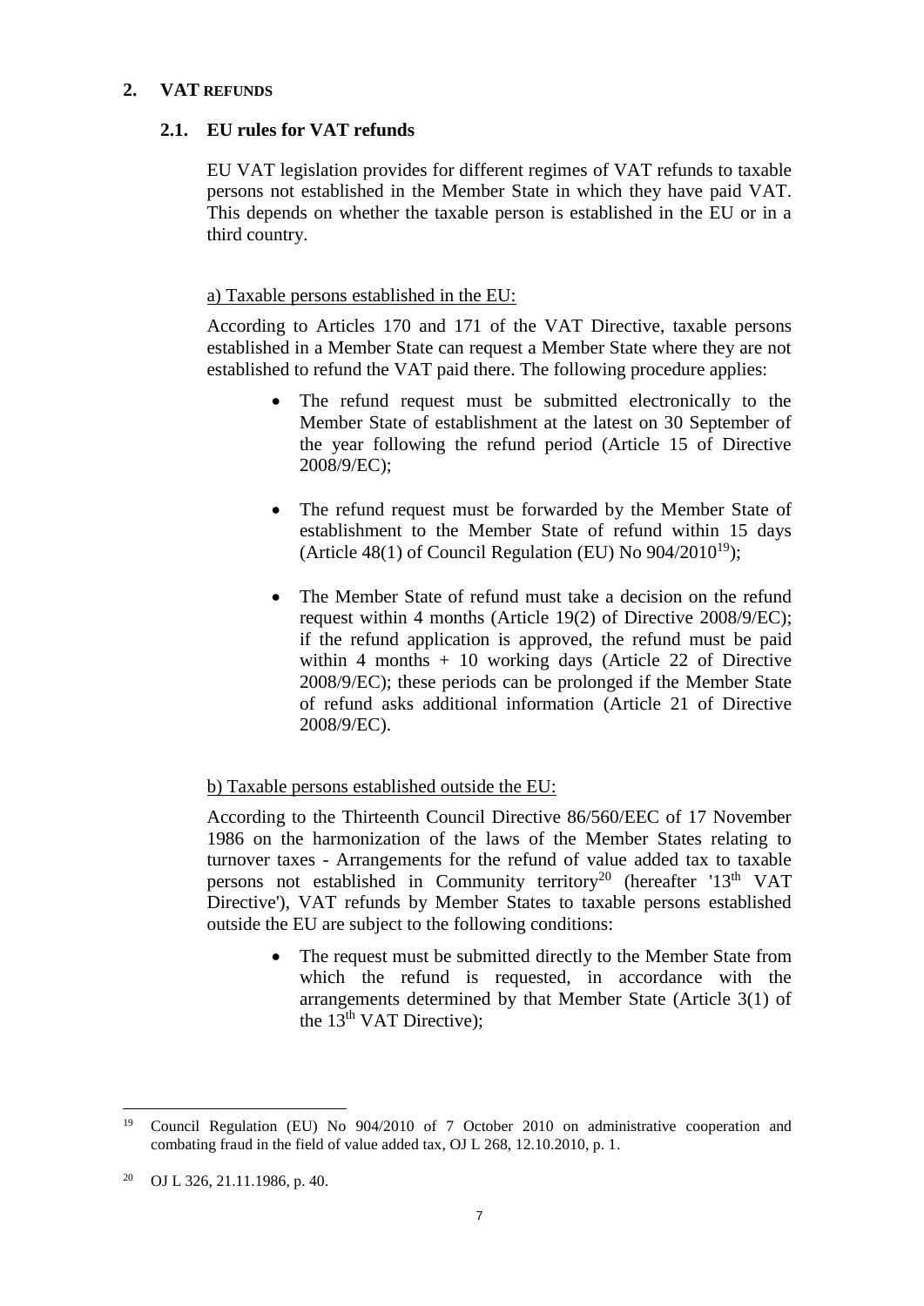## 2. VAT REFUNDS

### 2.1. EU rules for VAT refunds

EU VAT legislation provides for different regimes of VAT refunds to taxable persons not established in the Member State in which they have paid VAT. This depends on whether the taxable person is established in the EU or in a third country.

a) Taxable persons established in the EU:

According to Articles 170 and 171 of the VAT Directive, taxable persons established in a Member State can request a Member State where they are not established to refund the VAT paid there. The following procedure applies:

- The refund request must be submitted electronically to the Member State of establishment at the latest on 30 September of the year following the refund period (Article 15 of Directive 2008/9/EC);
- The refund request must be forwarded by the Member State of establishment to the Member State of refund within 15 days (Article 48(1) of Council Regulation (EU) No 904/2010[19]);
- The Member State of refund must take a decision on the refund request within 4 months (Article 19(2) of Directive 2008/9/EC); if the refund application is approved, the refund must be paid within 4 months + 10 working days (Article 22 of Directive 2008/9/EC); these periods can be prolonged if the Member State of refund asks additional information (Article 21 of Directive 2008/9/EC).

b) Taxable persons established outside the EU:

According to the Thirteenth Council Directive 86/560/EEC of 17 November 1986 on the harmonization of the laws of the Member States relating to turnover taxes - Arrangements for the refund of value added tax to taxable persons not established in Community territory[20] (hereafter '13th VAT Directive'), VAT refunds by Member States to taxable persons established outside the EU are subject to the following conditions:

- The request must be submitted directly to the Member State from which the refund is requested, in accordance with the arrangements determined by that Member State (Article 3(1) of the 13th VAT Directive);

---

[19] Council Regulation (EU) No 904/2010 of 7 October 2010 on administrative cooperation and combating fraud in the field of value added tax, OJ L 268, 12.10.2010, p. 1.

[20] OJ L 326, 21.11.1986, p. 40.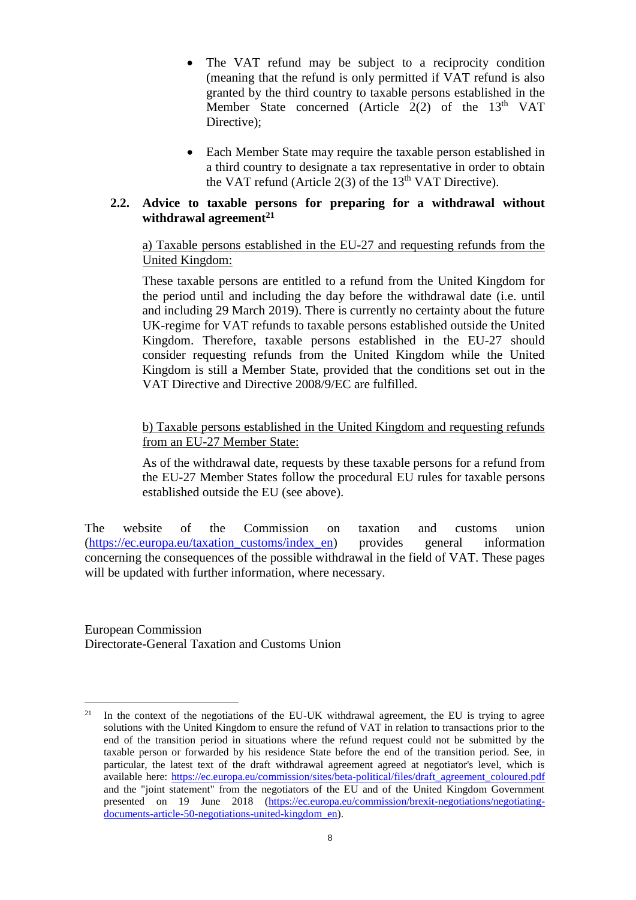- The VAT refund may be subject to a reciprocity condition (meaning that the refund is only permitted if VAT refund is also granted by the third country to taxable persons established in the Member State concerned (Article 2(2) of the 13th VAT Directive);

- Each Member State may require the taxable person established in a third country to designate a tax representative in order to obtain the VAT refund (Article 2(3) of the 13th VAT Directive).

### 2.2. Advice to taxable persons for preparing for a withdrawal without withdrawal agreement[21]

a) Taxable persons established in the EU-27 and requesting refunds from the United Kingdom:

These taxable persons are entitled to a refund from the United Kingdom for the period until and including the day before the withdrawal date (i.e. until and including 29 March 2019). There is currently no certainty about the future UK-regime for VAT refunds to taxable persons established outside the United Kingdom. Therefore, taxable persons established in the EU-27 should consider requesting refunds from the United Kingdom while the United Kingdom is still a Member State, provided that the conditions set out in the VAT Directive and Directive 2008/9/EC are fulfilled.

b) Taxable persons established in the United Kingdom and requesting refunds from an EU-27 Member State:

As of the withdrawal date, requests by these taxable persons for a refund from the EU-27 Member States follow the procedural EU rules for taxable persons established outside the EU (see above).

The website of the Commission on taxation and customs union (https://ec.europa.eu/taxation_customs/index_en) provides general information concerning the consequences of the possible withdrawal in the field of VAT. These pages will be updated with further information, where necessary.

European Commission
Directorate-General Taxation and Customs Union

---

[21] In the context of the negotiations of the EU-UK withdrawal agreement, the EU is trying to agree solutions with the United Kingdom to ensure the refund of VAT in relation to transactions prior to the end of the transition period in situations where the refund request could not be submitted by the taxable person or forwarded by his residence State before the end of the transition period. See, in particular, the latest text of the draft withdrawal agreement agreed at negotiator's level, which is available here: https://ec.europa.eu/commission/sites/beta-political/files/draft_agreement_coloured.pdf and the "joint statement" from the negotiators of the EU and of the United Kingdom Government presented on 19 June 2018 (https://ec.europa.eu/commission/brexit-negotiations/negotiating-documents-article-50-negotiations-united-kingdom_en).